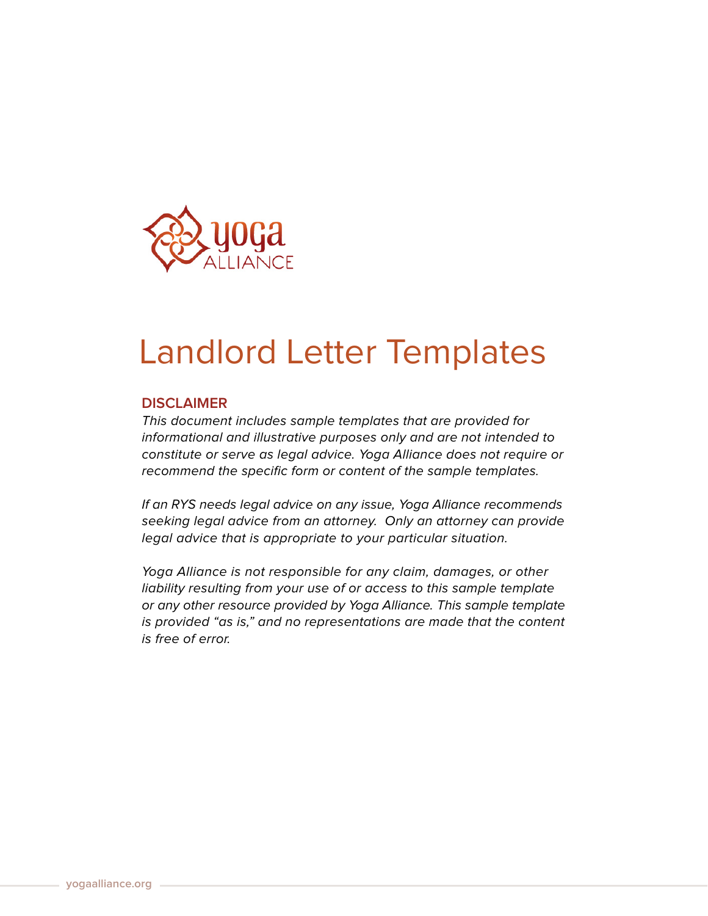# Landlord Letter Templates

## DISCLAIMER

*This document includes sample templates that are provided for informational and illustrative purposes only and are not intended to constitute or serve as legal advice. Yoga Alliance does not require or recommend the specific form or content of the sample templates.*

*If an RYS needs legal advice on any issue, Yoga Alliance recommends seeking legal advice from an attorney. Only an attorney can provide legal advice that is appropriate to your particular situation.*

*Yoga Alliance is not responsible for any claim, damages, or other liability resulting from your use of or access to this sample template or any other resource provided by Yoga Alliance. This sample template is provided "as is," and no representations are made that the content is free of error.*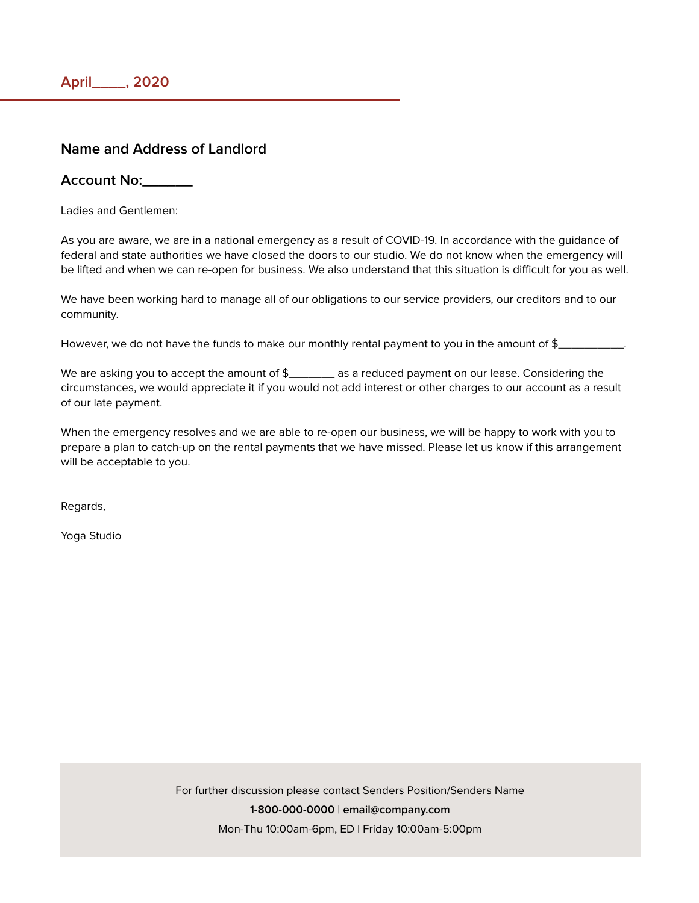**April_____, 2020**

**Name and Address of Landlord**

**Account No:_______**

Ladies and Gentlemen:

As you are aware, we are in a national emergency as a result of COVID-19. In accordance with the guidance of federal and state authorities we have closed the doors to our studio. We do not know when the emergency will be lifted and when we can re-open for business. We also understand that this situation is difficult for you as well.

We have been working hard to manage all of our obligations to our service providers, our creditors and to our community.

However, we do not have the funds to make our monthly rental payment to you in the amount of $___________.

We are asking you to accept the amount of $________ as a reduced payment on our lease. Considering the circumstances, we would appreciate it if you would not add interest or other charges to our account as a result of our late payment.

When the emergency resolves and we are able to re-open our business, we will be happy to work with you to prepare a plan to catch-up on the rental payments that we have missed. Please let us know if this arrangement will be acceptable to you.

Regards,

Yoga Studio

For further discussion please contact Senders Position/Senders Name

**1-800-000-0000** | **email@company.com**

Mon-Thu 10:00am-6pm, ED | Friday 10:00am-5:00pm